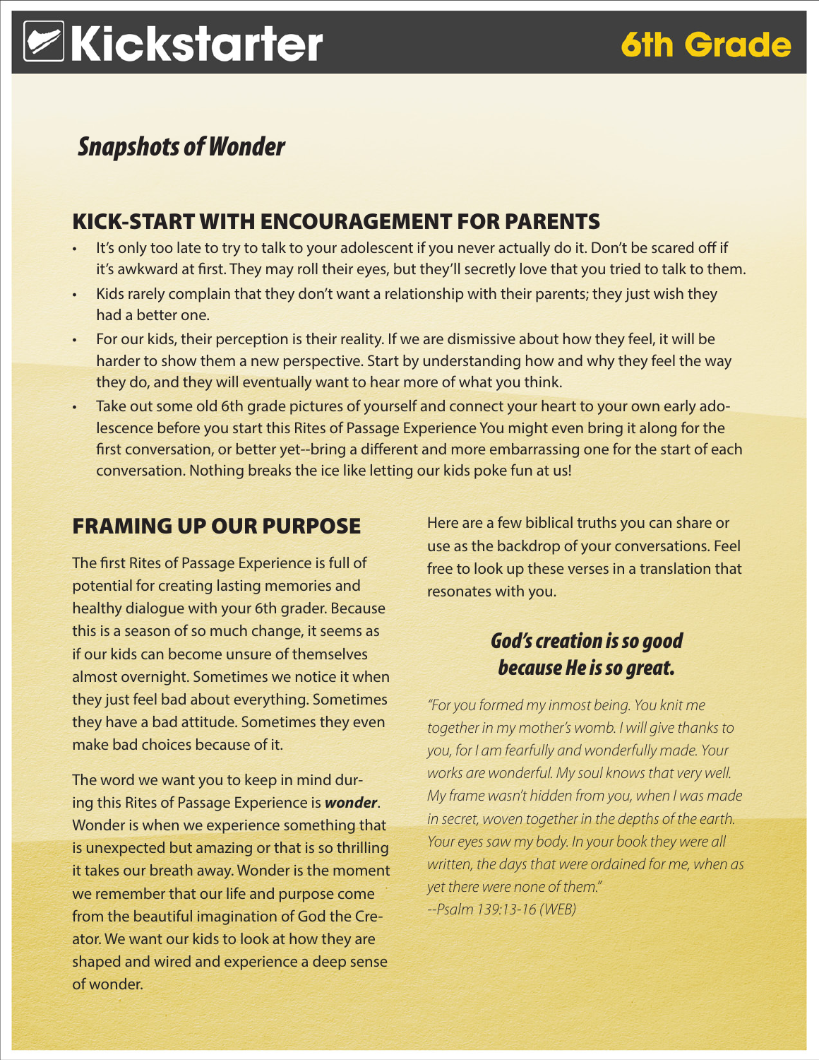# Kickstarter 6th Grade

## *Snapshots of Wonder*

## KICK-START WITH ENCOURAGEMENT FOR PARENTS

- It's only too late to try to talk to your adolescent if you never actually do it. Don't be scared off if it's awkward at first. They may roll their eyes, but they'll secretly love that you tried to talk to them.
- Kids rarely complain that they don't want a relationship with their parents; they just wish they had a better one.
- For our kids, their perception is their reality. If we are dismissive about how they feel, it will be harder to show them a new perspective. Start by understanding how and why they feel the way they do, and they will eventually want to hear more of what you think.
- Take out some old 6th grade pictures of yourself and connect your heart to your own early adolescence before you start this Rites of Passage Experience You might even bring it along for the first conversation, or better yet--bring a different and more embarrassing one for the start of each conversation. Nothing breaks the ice like letting our kids poke fun at us!

## FRAMING UP OUR PURPOSE

The first Rites of Passage Experience is full of potential for creating lasting memories and healthy dialogue with your 6th grader. Because this is a season of so much change, it seems as if our kids can become unsure of themselves almost overnight. Sometimes we notice it when they just feel bad about everything. Sometimes they have a bad attitude. Sometimes they even make bad choices because of it.

The word we want you to keep in mind during this Rites of Passage Experience is ***wonder***. Wonder is when we experience something that is unexpected but amazing or that is so thrilling it takes our breath away. Wonder is the moment we remember that our life and purpose come from the beautiful imagination of God the Creator. We want our kids to look at how they are shaped and wired and experience a deep sense of wonder.

Here are a few biblical truths you can share or use as the backdrop of your conversations. Feel free to look up these verses in a translation that resonates with you.

### *God's creation is so good because He is so great.*

*"For you formed my inmost being. You knit me together in my mother's womb. I will give thanks to you, for I am fearfully and wonderfully made. Your works are wonderful. My soul knows that very well. My frame wasn't hidden from you, when I was made in secret, woven together in the depths of the earth. Your eyes saw my body. In your book they were all written, the days that were ordained for me, when as yet there were none of them."*
*--Psalm 139:13-16 (WEB)*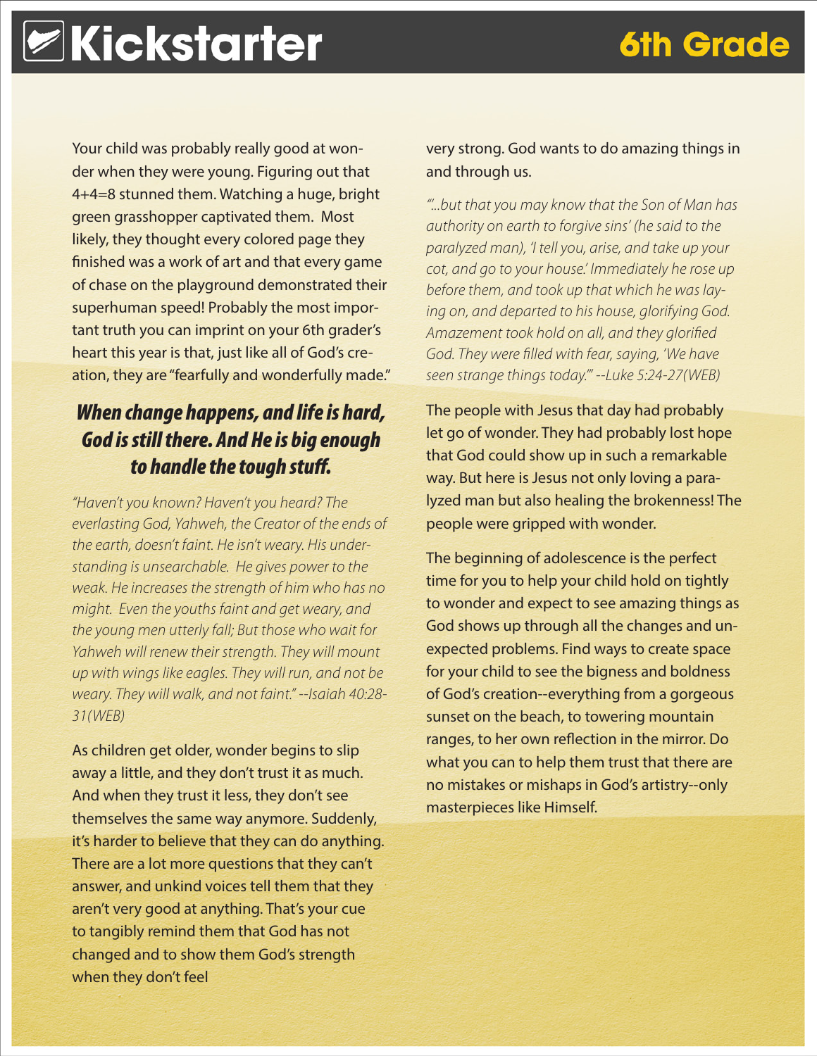# Kickstarter

## 6th Grade

Your child was probably really good at wonder when they were young. Figuring out that 4+4=8 stunned them. Watching a huge, bright green grasshopper captivated them. Most likely, they thought every colored page they finished was a work of art and that every game of chase on the playground demonstrated their superhuman speed! Probably the most important truth you can imprint on your 6th grader's heart this year is that, just like all of God's creation, they are "fearfully and wonderfully made."

### *When change happens, and life is hard, God is still there. And He is big enough to handle the tough stuff.*

*"Haven't you known? Haven't you heard? The everlasting God, Yahweh, the Creator of the ends of the earth, doesn't faint. He isn't weary. His understanding is unsearchable. He gives power to the weak. He increases the strength of him who has no might. Even the youths faint and get weary, and the young men utterly fall; But those who wait for Yahweh will renew their strength. They will mount up with wings like eagles. They will run, and not be weary. They will walk, and not faint." --Isaiah 40:28-31(WEB)*

As children get older, wonder begins to slip away a little, and they don't trust it as much. And when they trust it less, they don't see themselves the same way anymore. Suddenly, it's harder to believe that they can do anything. There are a lot more questions that they can't answer, and unkind voices tell them that they aren't very good at anything. That's your cue to tangibly remind them that God has not changed and to show them God's strength when they don't feel very strong. God wants to do amazing things in and through us.

*"'...but that you may know that the Son of Man has authority on earth to forgive sins' (he said to the paralyzed man), 'I tell you, arise, and take up your cot, and go to your house.' Immediately he rose up before them, and took up that which he was laying on, and departed to his house, glorifying God. Amazement took hold on all, and they glorified God. They were filled with fear, saying, 'We have seen strange things today.'" --Luke 5:24-27(WEB)*

The people with Jesus that day had probably let go of wonder. They had probably lost hope that God could show up in such a remarkable way. But here is Jesus not only loving a paralyzed man but also healing the brokenness! The people were gripped with wonder.

The beginning of adolescence is the perfect time for you to help your child hold on tightly to wonder and expect to see amazing things as God shows up through all the changes and unexpected problems. Find ways to create space for your child to see the bigness and boldness of God's creation--everything from a gorgeous sunset on the beach, to towering mountain ranges, to her own reflection in the mirror. Do what you can to help them trust that there are no mistakes or mishaps in God's artistry--only masterpieces like Himself.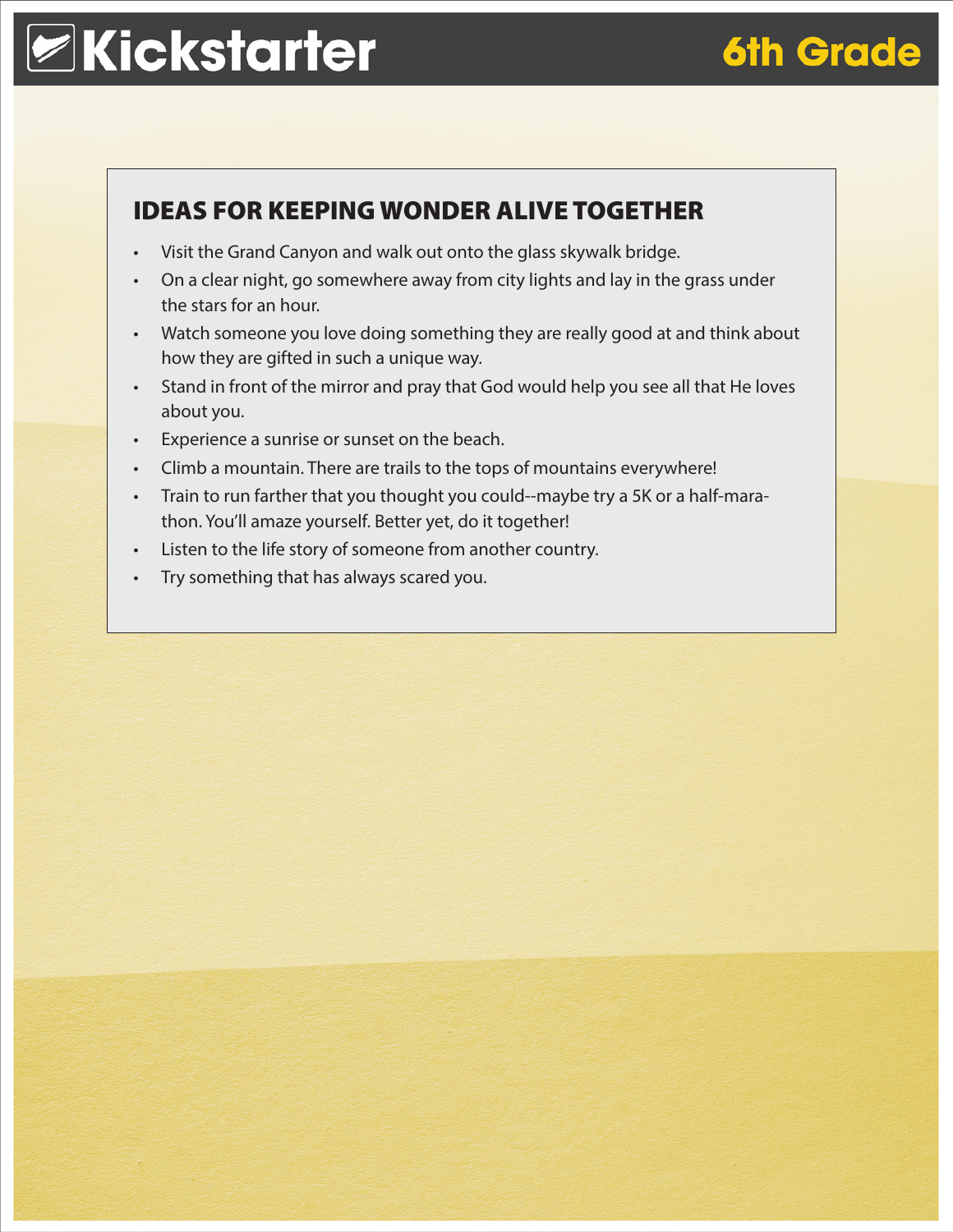## IDEAS FOR KEEPING WONDER ALIVE TOGETHER

- Visit the Grand Canyon and walk out onto the glass skywalk bridge.
- On a clear night, go somewhere away from city lights and lay in the grass under the stars for an hour.
- Watch someone you love doing something they are really good at and think about how they are gifted in such a unique way.
- Stand in front of the mirror and pray that God would help you see all that He loves about you.
- Experience a sunrise or sunset on the beach.
- Climb a mountain. There are trails to the tops of mountains everywhere!
- Train to run farther that you thought you could--maybe try a 5K or a half-marathon. You'll amaze yourself. Better yet, do it together!
- Listen to the life story of someone from another country.
- Try something that has always scared you.